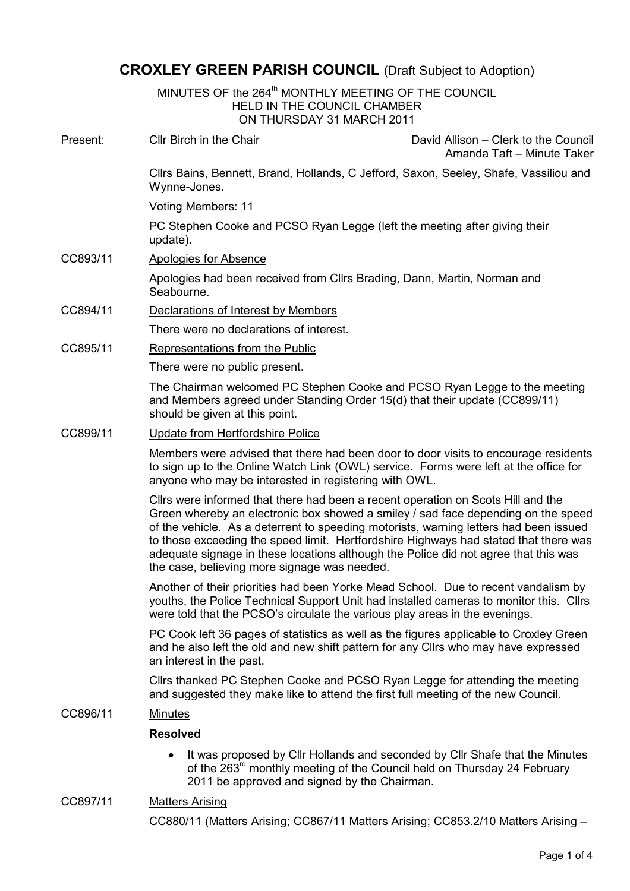# CROXLEY GREEN PARISH COUNCIL (Draft Subject to Adoption)

MINUTES OF the 264th MONTHLY MEETING OF THE COUNCIL
HELD IN THE COUNCIL CHAMBER
ON THURSDAY 31 MARCH 2011

Present: Cllr Birch in the Chair — David Allison – Clerk to the Council; Amanda Taft – Minute Taker

Cllrs Bains, Bennett, Brand, Hollands, C Jefford, Saxon, Seeley, Shafe, Vassiliou and Wynne-Jones.

Voting Members: 11

PC Stephen Cooke and PCSO Ryan Legge (left the meeting after giving their update).

**CC893/11** Apologies for Absence

Apologies had been received from Cllrs Brading, Dann, Martin, Norman and Seabourne.

**CC894/11** Declarations of Interest by Members

There were no declarations of interest.

**CC895/11** Representations from the Public

There were no public present.

The Chairman welcomed PC Stephen Cooke and PCSO Ryan Legge to the meeting and Members agreed under Standing Order 15(d) that their update (CC899/11) should be given at this point.

**CC899/11** Update from Hertfordshire Police

Members were advised that there had been door to door visits to encourage residents to sign up to the Online Watch Link (OWL) service. Forms were left at the office for anyone who may be interested in registering with OWL.

Cllrs were informed that there had been a recent operation on Scots Hill and the Green whereby an electronic box showed a smiley / sad face depending on the speed of the vehicle. As a deterrent to speeding motorists, warning letters had been issued to those exceeding the speed limit. Hertfordshire Highways had stated that there was adequate signage in these locations although the Police did not agree that this was the case, believing more signage was needed.

Another of their priorities had been Yorke Mead School. Due to recent vandalism by youths, the Police Technical Support Unit had installed cameras to monitor this. Cllrs were told that the PCSO's circulate the various play areas in the evenings.

PC Cook left 36 pages of statistics as well as the figures applicable to Croxley Green and he also left the old and new shift pattern for any Cllrs who may have expressed an interest in the past.

Cllrs thanked PC Stephen Cooke and PCSO Ryan Legge for attending the meeting and suggested they make like to attend the first full meeting of the new Council.

**CC896/11** Minutes

**Resolved**

- It was proposed by Cllr Hollands and seconded by Cllr Shafe that the Minutes of the 263rd monthly meeting of the Council held on Thursday 24 February 2011 be approved and signed by the Chairman.

**CC897/11** Matters Arising

CC880/11 (Matters Arising; CC867/11 Matters Arising; CC853.2/10 Matters Arising –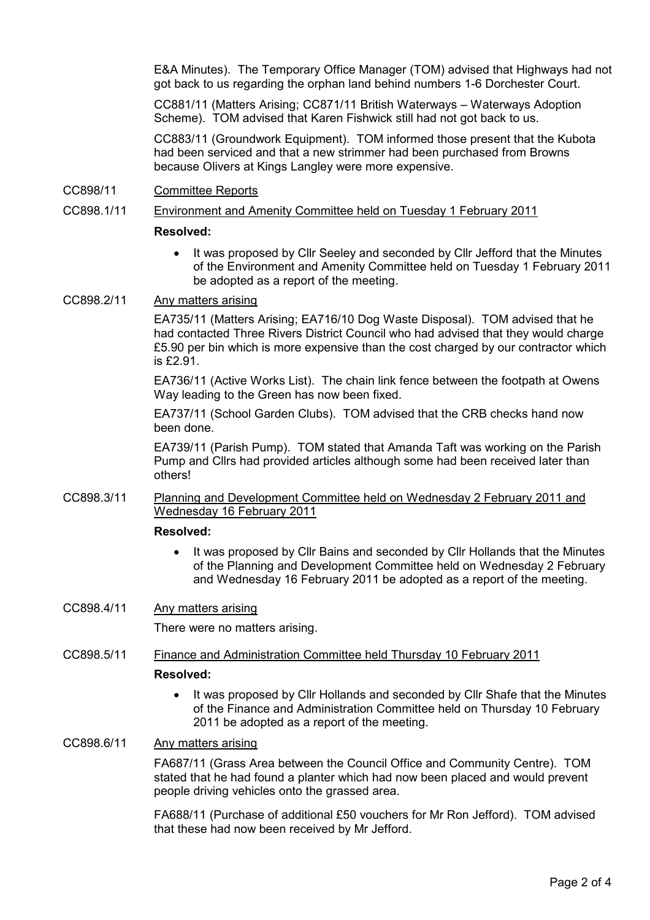E&A Minutes). The Temporary Office Manager (TOM) advised that Highways had not got back to us regarding the orphan land behind numbers 1-6 Dorchester Court.

CC881/11 (Matters Arising; CC871/11 British Waterways – Waterways Adoption Scheme). TOM advised that Karen Fishwick still had not got back to us.

CC883/11 (Groundwork Equipment). TOM informed those present that the Kubota had been serviced and that a new strimmer had been purchased from Browns because Olivers at Kings Langley were more expensive.

CC898/11 Committee Reports

CC898.1/11 Environment and Amenity Committee held on Tuesday 1 February 2011

**Resolved:**

- It was proposed by Cllr Seeley and seconded by Cllr Jefford that the Minutes of the Environment and Amenity Committee held on Tuesday 1 February 2011 be adopted as a report of the meeting.

CC898.2/11 Any matters arising

EA735/11 (Matters Arising; EA716/10 Dog Waste Disposal). TOM advised that he had contacted Three Rivers District Council who had advised that they would charge £5.90 per bin which is more expensive than the cost charged by our contractor which is £2.91.

EA736/11 (Active Works List). The chain link fence between the footpath at Owens Way leading to the Green has now been fixed.

EA737/11 (School Garden Clubs). TOM advised that the CRB checks hand now been done.

EA739/11 (Parish Pump). TOM stated that Amanda Taft was working on the Parish Pump and Cllrs had provided articles although some had been received later than others!

CC898.3/11 Planning and Development Committee held on Wednesday 2 February 2011 and Wednesday 16 February 2011

**Resolved:**

- It was proposed by Cllr Bains and seconded by Cllr Hollands that the Minutes of the Planning and Development Committee held on Wednesday 2 February and Wednesday 16 February 2011 be adopted as a report of the meeting.

CC898.4/11 Any matters arising

There were no matters arising.

CC898.5/11 Finance and Administration Committee held Thursday 10 February 2011

**Resolved:**

- It was proposed by Cllr Hollands and seconded by Cllr Shafe that the Minutes of the Finance and Administration Committee held on Thursday 10 February 2011 be adopted as a report of the meeting.

CC898.6/11 Any matters arising

FA687/11 (Grass Area between the Council Office and Community Centre). TOM stated that he had found a planter which had now been placed and would prevent people driving vehicles onto the grassed area.

FA688/11 (Purchase of additional £50 vouchers for Mr Ron Jefford). TOM advised that these had now been received by Mr Jefford.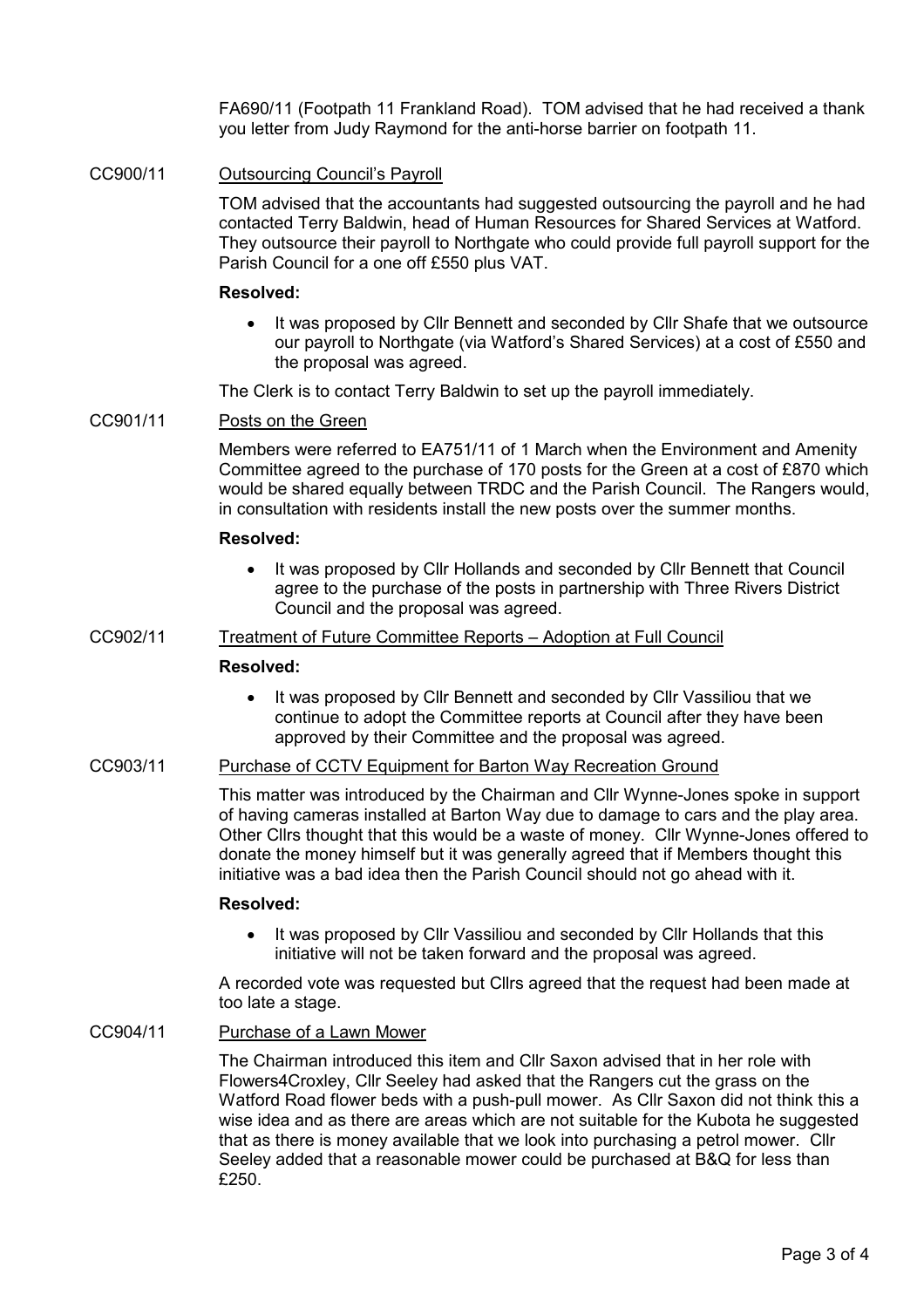FA690/11 (Footpath 11 Frankland Road). TOM advised that he had received a thank you letter from Judy Raymond for the anti-horse barrier on footpath 11.

CC900/11 Outsourcing Council's Payroll

TOM advised that the accountants had suggested outsourcing the payroll and he had contacted Terry Baldwin, head of Human Resources for Shared Services at Watford. They outsource their payroll to Northgate who could provide full payroll support for the Parish Council for a one off £550 plus VAT.

**Resolved:**

- It was proposed by Cllr Bennett and seconded by Cllr Shafe that we outsource our payroll to Northgate (via Watford's Shared Services) at a cost of £550 and the proposal was agreed.

The Clerk is to contact Terry Baldwin to set up the payroll immediately.

CC901/11 Posts on the Green

Members were referred to EA751/11 of 1 March when the Environment and Amenity Committee agreed to the purchase of 170 posts for the Green at a cost of £870 which would be shared equally between TRDC and the Parish Council. The Rangers would, in consultation with residents install the new posts over the summer months.

**Resolved:**

- It was proposed by Cllr Hollands and seconded by Cllr Bennett that Council agree to the purchase of the posts in partnership with Three Rivers District Council and the proposal was agreed.

CC902/11 Treatment of Future Committee Reports – Adoption at Full Council

**Resolved:**

- It was proposed by Cllr Bennett and seconded by Cllr Vassiliou that we continue to adopt the Committee reports at Council after they have been approved by their Committee and the proposal was agreed.

CC903/11 Purchase of CCTV Equipment for Barton Way Recreation Ground

This matter was introduced by the Chairman and Cllr Wynne-Jones spoke in support of having cameras installed at Barton Way due to damage to cars and the play area. Other Cllrs thought that this would be a waste of money. Cllr Wynne-Jones offered to donate the money himself but it was generally agreed that if Members thought this initiative was a bad idea then the Parish Council should not go ahead with it.

**Resolved:**

- It was proposed by Cllr Vassiliou and seconded by Cllr Hollands that this initiative will not be taken forward and the proposal was agreed.

A recorded vote was requested but Cllrs agreed that the request had been made at too late a stage.

CC904/11 Purchase of a Lawn Mower

The Chairman introduced this item and Cllr Saxon advised that in her role with Flowers4Croxley, Cllr Seeley had asked that the Rangers cut the grass on the Watford Road flower beds with a push-pull mower. As Cllr Saxon did not think this a wise idea and as there are areas which are not suitable for the Kubota he suggested that as there is money available that we look into purchasing a petrol mower. Cllr Seeley added that a reasonable mower could be purchased at B&Q for less than £250.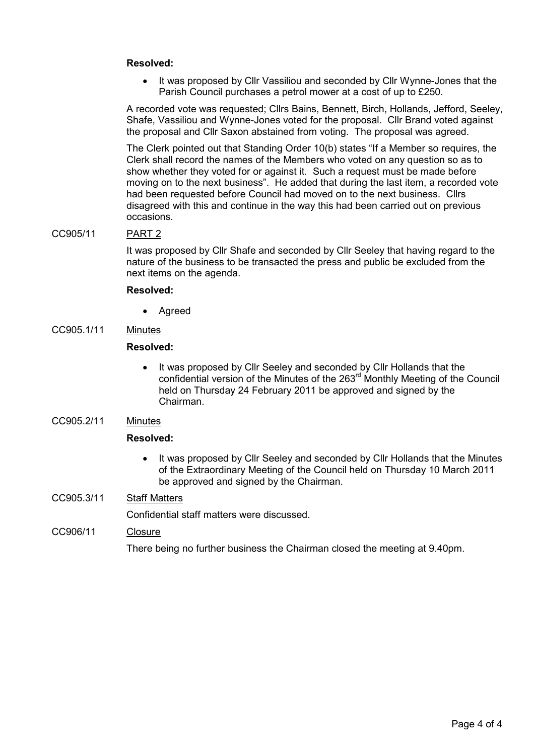**Resolved:**

- It was proposed by Cllr Vassiliou and seconded by Cllr Wynne-Jones that the Parish Council purchases a petrol mower at a cost of up to £250.

A recorded vote was requested; Cllrs Bains, Bennett, Birch, Hollands, Jefford, Seeley, Shafe, Vassiliou and Wynne-Jones voted for the proposal. Cllr Brand voted against the proposal and Cllr Saxon abstained from voting. The proposal was agreed.

The Clerk pointed out that Standing Order 10(b) states "If a Member so requires, the Clerk shall record the names of the Members who voted on any question so as to show whether they voted for or against it. Such a request must be made before moving on to the next business". He added that during the last item, a recorded vote had been requested before Council had moved on to the next business. Cllrs disagreed with this and continue in the way this had been carried out on previous occasions.

CC905/11 PART 2

It was proposed by Cllr Shafe and seconded by Cllr Seeley that having regard to the nature of the business to be transacted the press and public be excluded from the next items on the agenda.

**Resolved:**

- Agreed

CC905.1/11 Minutes

**Resolved:**

- It was proposed by Cllr Seeley and seconded by Cllr Hollands that the confidential version of the Minutes of the 263rd Monthly Meeting of the Council held on Thursday 24 February 2011 be approved and signed by the Chairman.

CC905.2/11 Minutes

**Resolved:**

- It was proposed by Cllr Seeley and seconded by Cllr Hollands that the Minutes of the Extraordinary Meeting of the Council held on Thursday 10 March 2011 be approved and signed by the Chairman.

CC905.3/11 Staff Matters

Confidential staff matters were discussed.

CC906/11 Closure

There being no further business the Chairman closed the meeting at 9.40pm.